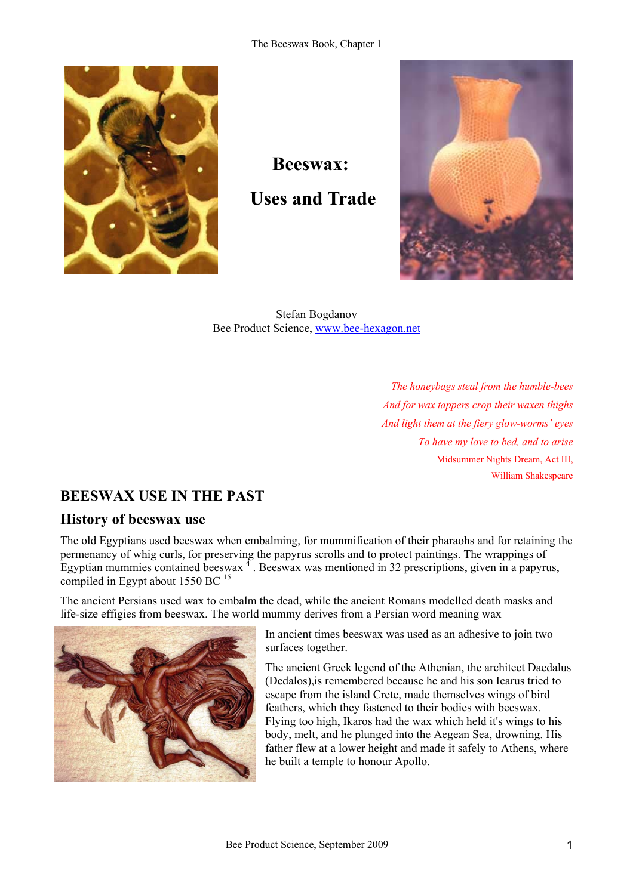# Beeswax:

# Uses and Trade

Stefan Bogdanov
Bee Product Science, www.bee-hexagon.net

*The honeybags steal from the humble-bees*
*And for wax tappers crop their waxen thighs*
*And light them at the fiery glow-worms' eyes*
*To have my love to bed, and to arise*
Midsummer Nights Dream, Act III,
William Shakespeare

## BEESWAX USE IN THE PAST

### History of beeswax use

The old Egyptians used beeswax when embalming, for mummification of their pharaohs and for retaining the permenancy of whig curls, for preserving the papyrus scrolls and to protect paintings. The wrappings of Egyptian mummies contained beeswax [4]. Beeswax was mentioned in 32 prescriptions, given in a papyrus, compiled in Egypt about 1550 BC [15]

The ancient Persians used wax to embalm the dead, while the ancient Romans modelled death masks and life-size effigies from beeswax. The world mummy derives from a Persian word meaning wax

In ancient times beeswax was used as an adhesive to join two surfaces together.

The ancient Greek legend of the Athenian, the architect Daedalus (Dedalos),is remembered because he and his son Icarus tried to escape from the island Crete, made themselves wings of bird feathers, which they fastened to their bodies with beeswax. Flying too high, Ikaros had the wax which held it's wings to his body, melt, and he plunged into the Aegean Sea, drowning. His father flew at a lower height and made it safely to Athens, where he built a temple to honour Apollo.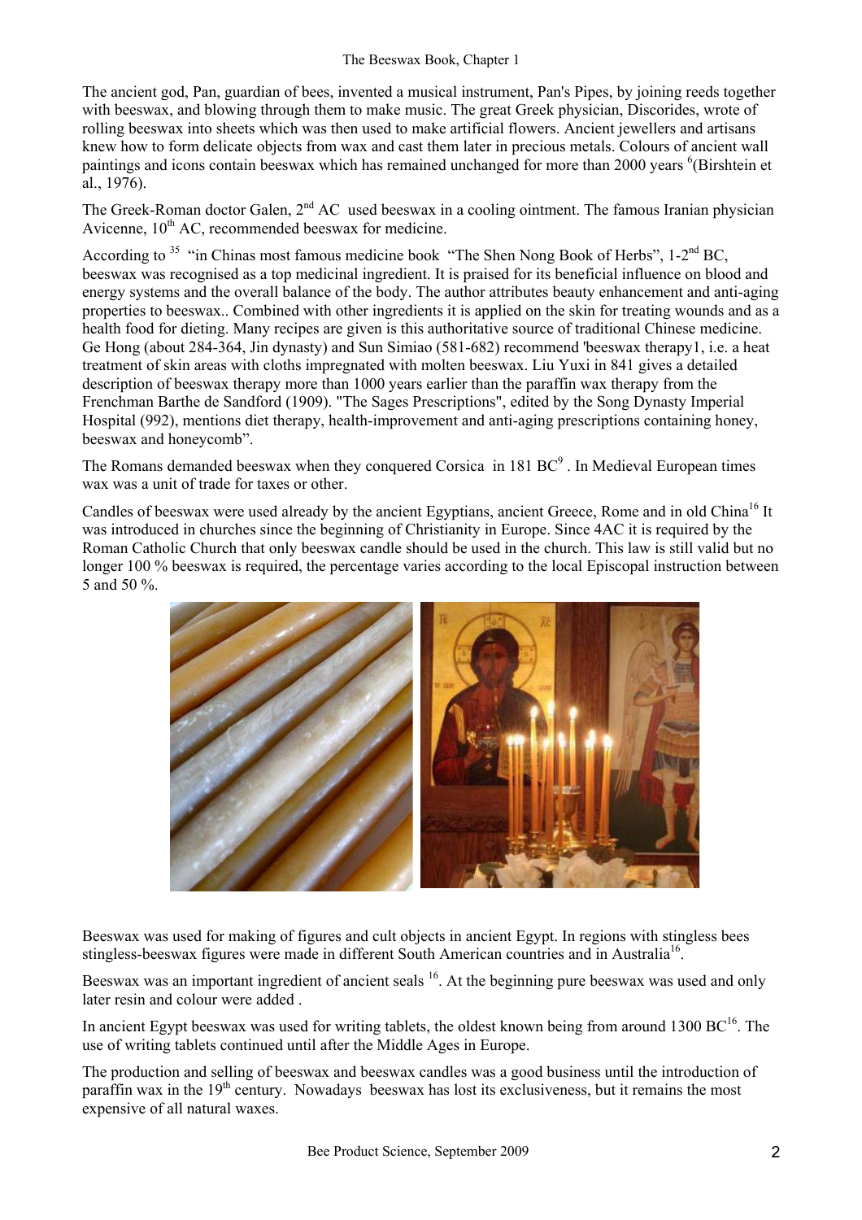The ancient god, Pan, guardian of bees, invented a musical instrument, Pan's Pipes, by joining reeds together with beeswax, and blowing through them to make music. The great Greek physician, Discorides, wrote of rolling beeswax into sheets which was then used to make artificial flowers. Ancient jewellers and artisans knew how to form delicate objects from wax and cast them later in precious metals. Colours of ancient wall paintings and icons contain beeswax which has remained unchanged for more than 2000 years [6](Birshtein et al., 1976).

The Greek-Roman doctor Galen, 2nd AC used beeswax in a cooling ointment. The famous Iranian physician Avicenne, 10th AC, recommended beeswax for medicine.

According to [35] "in Chinas most famous medicine book "The Shen Nong Book of Herbs", 1-2nd BC, beeswax was recognised as a top medicinal ingredient. It is praised for its beneficial influence on blood and energy systems and the overall balance of the body. The author attributes beauty enhancement and anti-aging properties to beeswax.. Combined with other ingredients it is applied on the skin for treating wounds and as a health food for dieting. Many recipes are given is this authoritative source of traditional Chinese medicine. Ge Hong (about 284-364, Jin dynasty) and Sun Simiao (581-682) recommend 'beeswax therapy1, i.e. a heat treatment of skin areas with cloths impregnated with molten beeswax. Liu Yuxi in 841 gives a detailed description of beeswax therapy more than 1000 years earlier than the paraffin wax therapy from the Frenchman Barthe de Sandford (1909). "The Sages Prescriptions", edited by the Song Dynasty Imperial Hospital (992), mentions diet therapy, health-improvement and anti-aging prescriptions containing honey, beeswax and honeycomb".

The Romans demanded beeswax when they conquered Corsica in 181 BC[9]. In Medieval European times wax was a unit of trade for taxes or other.

Candles of beeswax were used already by the ancient Egyptians, ancient Greece, Rome and in old China[16] It was introduced in churches since the beginning of Christianity in Europe. Since 4AC it is required by the Roman Catholic Church that only beeswax candle should be used in the church. This law is still valid but no longer 100 % beeswax is required, the percentage varies according to the local Episcopal instruction between 5 and 50 %.

Beeswax was used for making of figures and cult objects in ancient Egypt. In regions with stingless bees stingless-beeswax figures were made in different South American countries and in Australia[16].

Beeswax was an important ingredient of ancient seals [16]. At the beginning pure beeswax was used and only later resin and colour were added .

In ancient Egypt beeswax was used for writing tablets, the oldest known being from around 1300 BC[16]. The use of writing tablets continued until after the Middle Ages in Europe.

The production and selling of beeswax and beeswax candles was a good business until the introduction of paraffin wax in the 19th century. Nowadays beeswax has lost its exclusiveness, but it remains the most expensive of all natural waxes.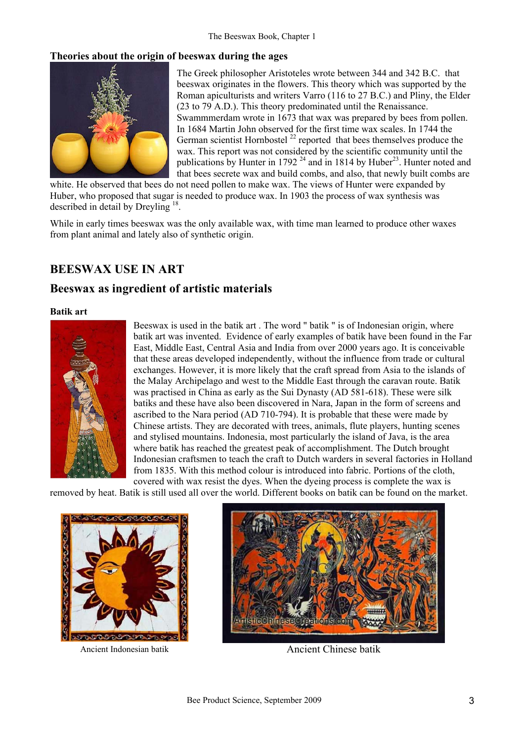### Theories about the origin of beeswax during the ages

The Greek philosopher Aristoteles wrote between 344 and 342 B.C. that beeswax originates in the flowers. This theory which was supported by the Roman apiculturists and writers Varro (116 to 27 B.C.) and Pliny, the Elder (23 to 79 A.D.). This theory predominated until the Renaissance. Swammmerdam wrote in 1673 that wax was prepared by bees from pollen. In 1684 Martin John observed for the first time wax scales. In 1744 the German scientist Hornbostel [22] reported that bees themselves produce the wax. This report was not considered by the scientific community until the publications by Hunter in 1792 [24] and in 1814 by Huber[23]. Hunter noted and that bees secrete wax and build combs, and also, that newly built combs are white. He observed that bees do not need pollen to make wax. The views of Hunter were expanded by Huber, who proposed that sugar is needed to produce wax. In 1903 the process of wax synthesis was described in detail by Dreyling [18].

While in early times beeswax was the only available wax, with time man learned to produce other waxes from plant animal and lately also of synthetic origin.

## BEESWAX USE IN ART

### Beeswax as ingredient of artistic materials

**Batik art**

Beeswax is used in the batik art . The word " batik " is of Indonesian origin, where batik art was invented. Evidence of early examples of batik have been found in the Far East, Middle East, Central Asia and India from over 2000 years ago. It is conceivable that these areas developed independently, without the influence from trade or cultural exchanges. However, it is more likely that the craft spread from Asia to the islands of the Malay Archipelago and west to the Middle East through the caravan route. Batik was practised in China as early as the Sui Dynasty (AD 581-618). These were silk batiks and these have also been discovered in Nara, Japan in the form of screens and ascribed to the Nara period (AD 710-794). It is probable that these were made by Chinese artists. They are decorated with trees, animals, flute players, hunting scenes and stylised mountains. Indonesia, most particularly the island of Java, is the area where batik has reached the greatest peak of accomplishment. The Dutch brought Indonesian craftsmen to teach the craft to Dutch warders in several factories in Holland from 1835. With this method colour is introduced into fabric. Portions of the cloth, covered with wax resist the dyes. When the dyeing process is complete the wax is removed by heat. Batik is still used all over the world. Different books on batik can be found on the market.

Ancient Indonesian batik

Ancient Chinese batik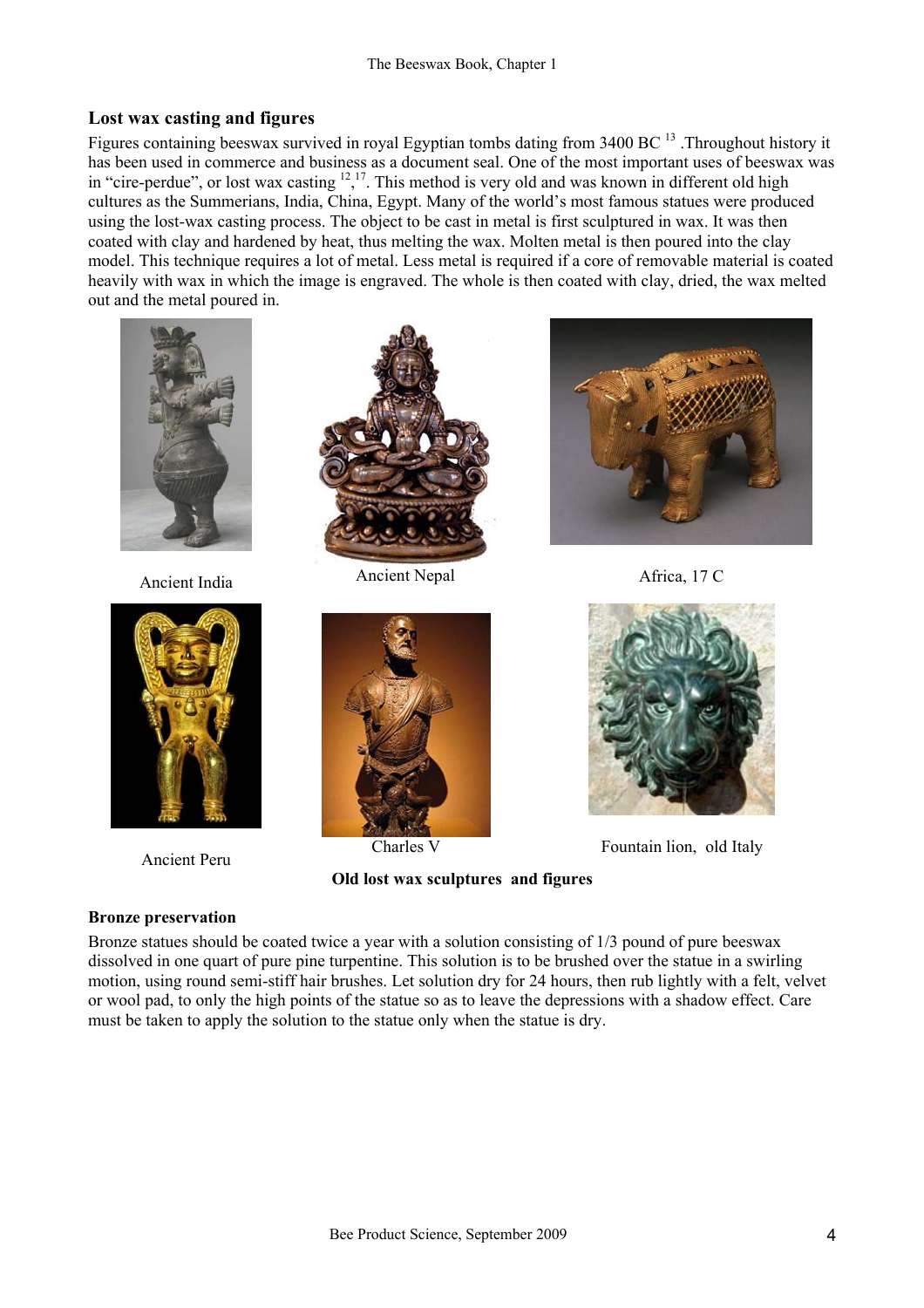## Lost wax casting and figures

Figures containing beeswax survived in royal Egyptian tombs dating from 3400 BC [13] .Throughout history it has been used in commerce and business as a document seal. One of the most important uses of beeswax was in "cire-perdue", or lost wax casting [12],[17]. This method is very old and was known in different old high cultures as the Summerians, India, China, Egypt. Many of the world's most famous statues were produced using the lost-wax casting process. The object to be cast in metal is first sculptured in wax. It was then coated with clay and hardened by heat, thus melting the wax. Molten metal is then poured into the clay model. This technique requires a lot of metal. Less metal is required if a core of removable material is coated heavily with wax in which the image is engraved. The whole is then coated with clay, dried, the wax melted out and the metal poured in.

Ancient India

Ancient Nepal

Africa, 17 C

Ancient Peru

Charles V

Fountain lion, old Italy

**Old lost wax sculptures and figures**

## Bronze preservation

Bronze statues should be coated twice a year with a solution consisting of 1/3 pound of pure beeswax dissolved in one quart of pure pine turpentine. This solution is to be brushed over the statue in a swirling motion, using round semi-stiff hair brushes. Let solution dry for 24 hours, then rub lightly with a felt, velvet or wool pad, to only the high points of the statue so as to leave the depressions with a shadow effect. Care must be taken to apply the solution to the statue only when the statue is dry.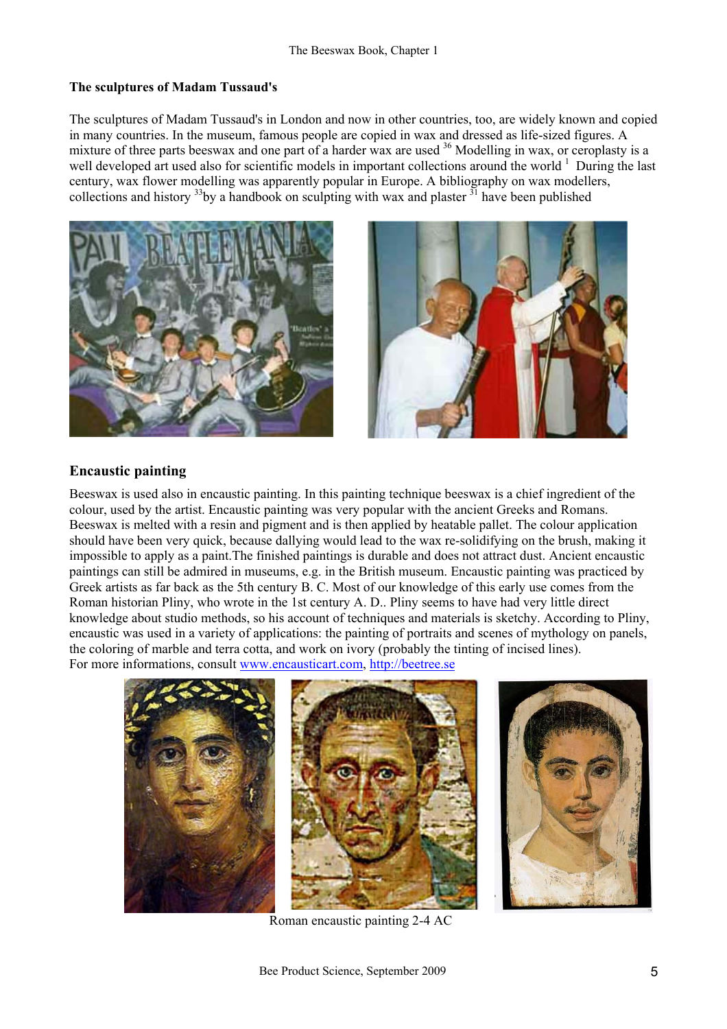### The sculptures of Madam Tussaud's

The sculptures of Madam Tussaud's in London and now in other countries, too, are widely known and copied in many countries. In the museum, famous people are copied in wax and dressed as life-sized figures. A mixture of three parts beeswax and one part of a harder wax are used [36] Modelling in wax, or ceroplasty is a well developed art used also for scientific models in important collections around the world [1] During the last century, wax flower modelling was apparently popular in Europe. A bibliography on wax modellers, collections and history [33]by a handbook on sculpting with wax and plaster [31] have been published

## Encaustic painting

Beeswax is used also in encaustic painting. In this painting technique beeswax is a chief ingredient of the colour, used by the artist. Encaustic painting was very popular with the ancient Greeks and Romans. Beeswax is melted with a resin and pigment and is then applied by heatable pallet. The colour application should have been very quick, because dallying would lead to the wax re-solidifying on the brush, making it impossible to apply as a paint.The finished paintings is durable and does not attract dust. Ancient encaustic paintings can still be admired in museums, e.g. in the British museum. Encaustic painting was practiced by Greek artists as far back as the 5th century B. C. Most of our knowledge of this early use comes from the Roman historian Pliny, who wrote in the 1st century A. D.. Pliny seems to have had very little direct knowledge about studio methods, so his account of techniques and materials is sketchy. According to Pliny, encaustic was used in a variety of applications: the painting of portraits and scenes of mythology on panels, the coloring of marble and terra cotta, and work on ivory (probably the tinting of incised lines).
For more informations, consult www.encausticart.com, http://beetree.se

Roman encaustic painting 2-4 AC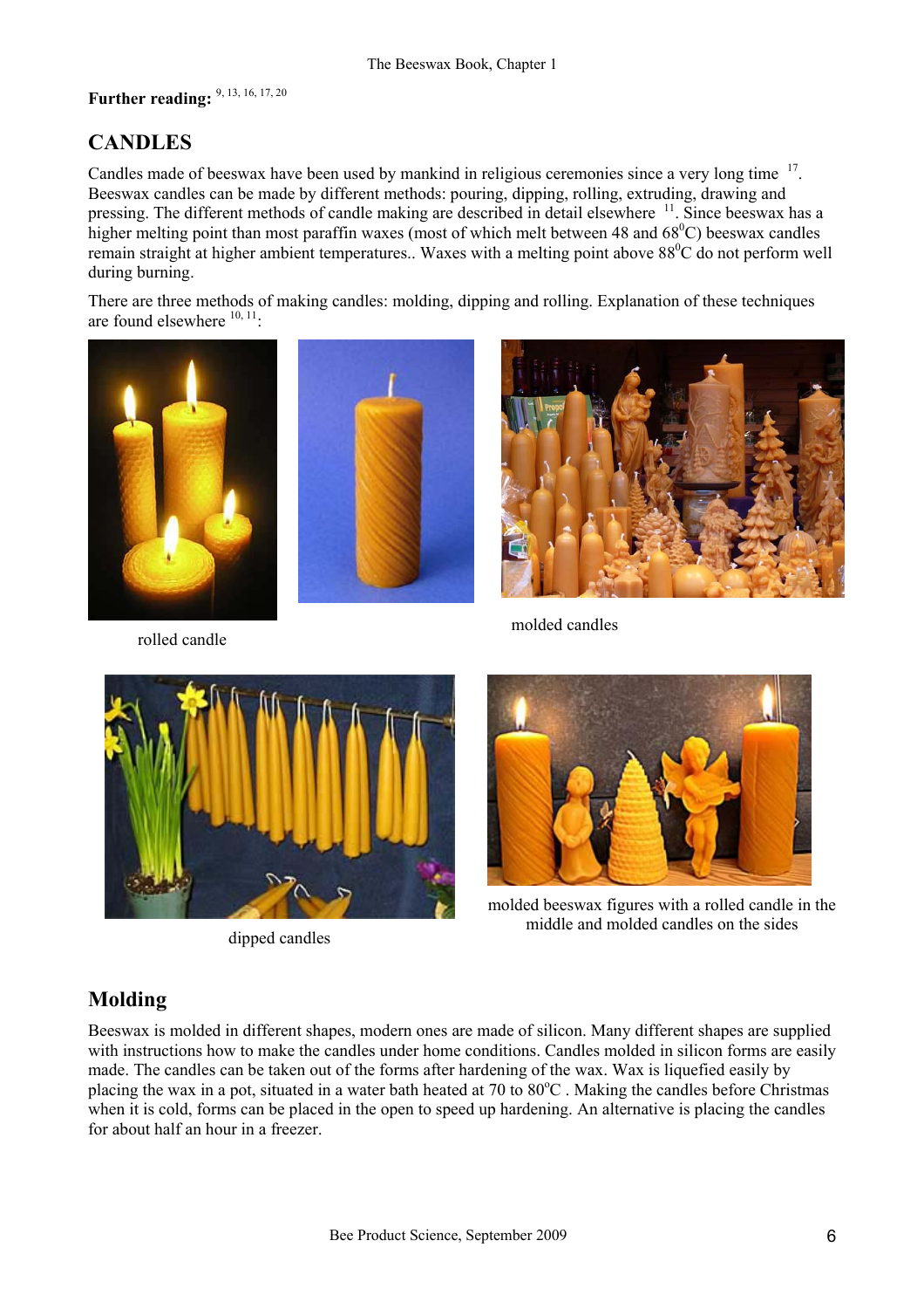**Further reading:** [9, 13, 16, 17, 20]

## CANDLES

Candles made of beeswax have been used by mankind in religious ceremonies since a very long time [17]. Beeswax candles can be made by different methods: pouring, dipping, rolling, extruding, drawing and pressing. The different methods of candle making are described in detail elsewhere [11]. Since beeswax has a higher melting point than most paraffin waxes (most of which melt between 48 and 68$^0$C) beeswax candles remain straight at higher ambient temperatures.. Waxes with a melting point above 88$^0$C do not perform well during burning.

There are three methods of making candles: molding, dipping and rolling. Explanation of these techniques are found elsewhere [10, 11]:

rolled candle

molded candles

dipped candles

molded beeswax figures with a rolled candle in the middle and molded candles on the sides

## Molding

Beeswax is molded in different shapes, modern ones are made of silicon. Many different shapes are supplied with instructions how to make the candles under home conditions. Candles molded in silicon forms are easily made. The candles can be taken out of the forms after hardening of the wax. Wax is liquefied easily by placing the wax in a pot, situated in a water bath heated at 70 to 80$^o$C . Making the candles before Christmas when it is cold, forms can be placed in the open to speed up hardening. An alternative is placing the candles for about half an hour in a freezer.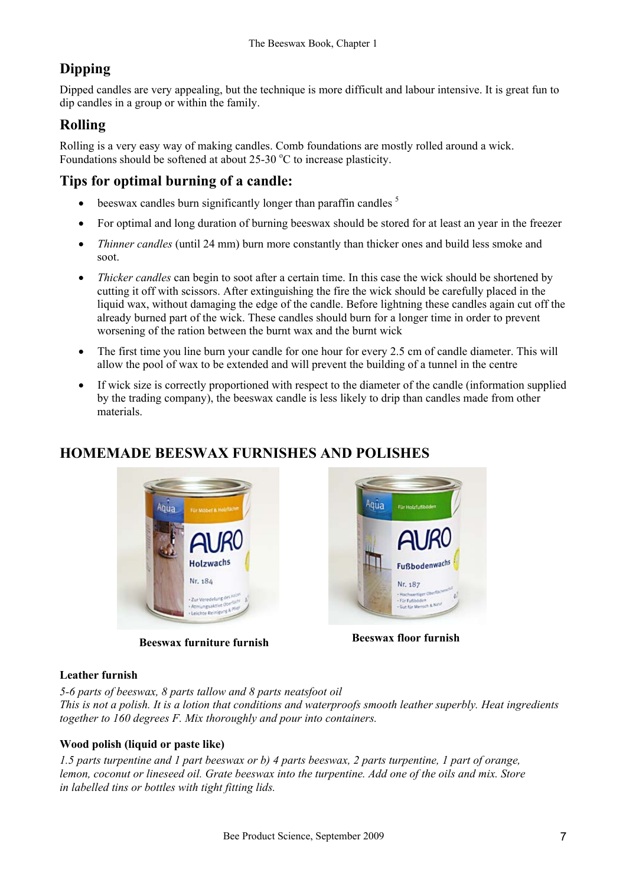## Dipping

Dipped candles are very appealing, but the technique is more difficult and labour intensive. It is great fun to dip candles in a group or within the family.

## Rolling

Rolling is a very easy way of making candles. Comb foundations are mostly rolled around a wick. Foundations should be softened at about 25-30 °C to increase plasticity.

## Tips for optimal burning of a candle:

- beeswax candles burn significantly longer than paraffin candles [5]
- For optimal and long duration of burning beeswax should be stored for at least an year in the freezer
- *Thinner candles* (until 24 mm) burn more constantly than thicker ones and build less smoke and soot.
- *Thicker candles* can begin to soot after a certain time. In this case the wick should be shortened by cutting it off with scissors. After extinguishing the fire the wick should be carefully placed in the liquid wax, without damaging the edge of the candle. Before lightning these candles again cut off the already burned part of the wick. These candles should burn for a longer time in order to prevent worsening of the ration between the burnt wax and the burnt wick
- The first time you line burn your candle for one hour for every 2.5 cm of candle diameter. This will allow the pool of wax to be extended and will prevent the building of a tunnel in the centre
- If wick size is correctly proportioned with respect to the diameter of the candle (information supplied by the trading company), the beeswax candle is less likely to drip than candles made from other materials.

## HOMEMADE BEESWAX FURNISHES AND POLISHES

**Beeswax furniture furnish**

**Beeswax floor furnish**

**Leather furnish**

*5-6 parts of beeswax, 8 parts tallow and 8 parts neatsfoot oil*
*This is not a polish. It is a lotion that conditions and waterproofs smooth leather superbly. Heat ingredients together to 160 degrees F. Mix thoroughly and pour into containers.*

**Wood polish (liquid or paste like)**

*1.5 parts turpentine and 1 part beeswax or b) 4 parts beeswax, 2 parts turpentine, 1 part of orange, lemon, coconut or lineseed oil. Grate beeswax into the turpentine. Add one of the oils and mix. Store in labelled tins or bottles with tight fitting lids.*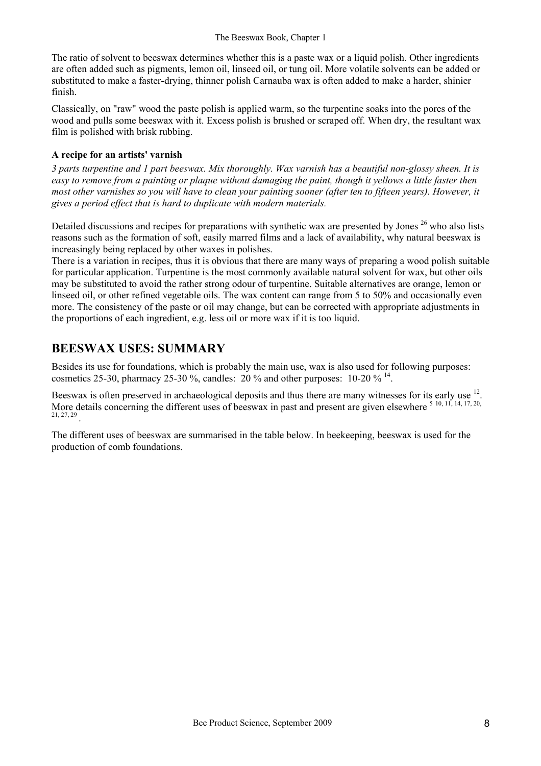The ratio of solvent to beeswax determines whether this is a paste wax or a liquid polish. Other ingredients are often added such as pigments, lemon oil, linseed oil, or tung oil. More volatile solvents can be added or substituted to make a faster-drying, thinner polish Carnauba wax is often added to make a harder, shinier finish.

Classically, on "raw" wood the paste polish is applied warm, so the turpentine soaks into the pores of the wood and pulls some beeswax with it. Excess polish is brushed or scraped off. When dry, the resultant wax film is polished with brisk rubbing.

**A recipe for an artists' varnish**

*3 parts turpentine and 1 part beeswax. Mix thoroughly. Wax varnish has a beautiful non-glossy sheen. It is easy to remove from a painting or plaque without damaging the paint, though it yellows a little faster then most other varnishes so you will have to clean your painting sooner (after ten to fifteen years). However, it gives a period effect that is hard to duplicate with modern materials.*

Detailed discussions and recipes for preparations with synthetic wax are presented by Jones [26] who also lists reasons such as the formation of soft, easily marred films and a lack of availability, why natural beeswax is increasingly being replaced by other waxes in polishes.

There is a variation in recipes, thus it is obvious that there are many ways of preparing a wood polish suitable for particular application. Turpentine is the most commonly available natural solvent for wax, but other oils may be substituted to avoid the rather strong odour of turpentine. Suitable alternatives are orange, lemon or linseed oil, or other refined vegetable oils. The wax content can range from 5 to 50% and occasionally even more. The consistency of the paste or oil may change, but can be corrected with appropriate adjustments in the proportions of each ingredient, e.g. less oil or more wax if it is too liquid.

## BEESWAX USES: SUMMARY

Besides its use for foundations, which is probably the main use, wax is also used for following purposes: cosmetics 25-30, pharmacy 25-30 %, candles: 20 % and other purposes: 10-20 % [14].

Beeswax is often preserved in archaeological deposits and thus there are many witnesses for its early use [12]. More details concerning the different uses of beeswax in past and present are given elsewhere [5, 10, 11, 14, 17, 20, 21, 27, 29].

The different uses of beeswax are summarised in the table below. In beekeeping, beeswax is used for the production of comb foundations.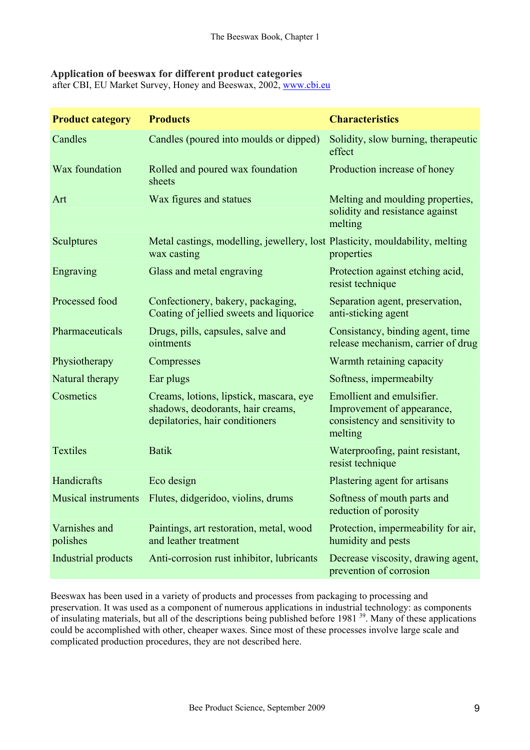**Application of beeswax for different product categories**
after CBI, EU Market Survey, Honey and Beeswax, 2002, www.cbi.eu

| Product category | Products | Characteristics |
|---|---|---|
| Candles | Candles (poured into moulds or dipped) | Solidity, slow burning, therapeutic effect |
| Wax foundation | Rolled and poured wax foundation sheets | Production increase of honey |
| Art | Wax figures and statues | Melting and moulding properties, solidity and resistance against melting |
| Sculptures | Metal castings, modelling, jewellery, lost wax casting | Plasticity, mouldability, melting properties |
| Engraving | Glass and metal engraving | Protection against etching acid, resist technique |
| Processed food | Confectionery, bakery, packaging, Coating of jellied sweets and liquorice | Separation agent, preservation, anti-sticking agent |
| Pharmaceuticals | Drugs, pills, capsules, salve and ointments | Consistancy, binding agent, time release mechanism, carrier of drug |
| Physiotherapy | Compresses | Warmth retaining capacity |
| Natural therapy | Ear plugs | Softness, impermeabilty |
| Cosmetics | Creams, lotions, lipstick, mascara, eye shadows, deodorants, hair creams, depilatories, hair conditioners | Emollient and emulsifier. Improvement of appearance, consistency and sensitivity to melting |
| Textiles | Batik | Waterproofing, paint resistant, resist technique |
| Handicrafts | Eco design | Plastering agent for artisans |
| Musical instruments | Flutes, didgeridoo, violins, drums | Softness of mouth parts and reduction of porosity |
| Varnishes and polishes | Paintings, art restoration, metal, wood and leather treatment | Protection, impermeability for air, humidity and pests |
| Industrial products | Anti-corrosion rust inhibitor, lubricants | Decrease viscosity, drawing agent, prevention of corrosion |

Beeswax has been used in a variety of products and processes from packaging to processing and preservation. It was used as a component of numerous applications in industrial technology: as components of insulating materials, but all of the descriptions being published before 1981 [39]. Many of these applications could be accomplished with other, cheaper waxes. Since most of these processes involve large scale and complicated production procedures, they are not described here.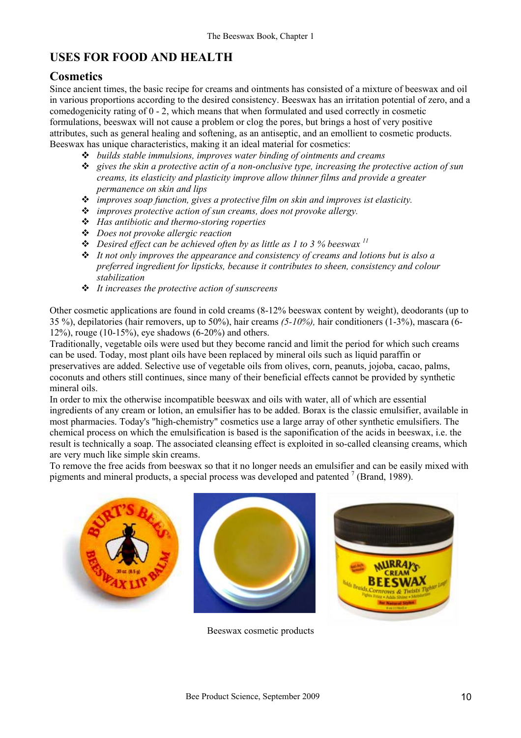## USES FOR FOOD AND HEALTH

### Cosmetics

Since ancient times, the basic recipe for creams and ointments has consisted of a mixture of beeswax and oil in various proportions according to the desired consistency. Beeswax has an irritation potential of zero, and a comedogenicity rating of 0 - 2, which means that when formulated and used correctly in cosmetic formulations, beeswax will not cause a problem or clog the pores, but brings a host of very positive attributes, such as general healing and softening, as an antiseptic, and an emollient to cosmetic products. Beeswax has unique characteristics, making it an ideal material for cosmetics:

- *builds stable immulsions, improves water binding of ointments and creams*
- *gives the skin a protective actin of a non-onclusive type, increasing the protective action of sun creams, its elasticity and plasticity improve allow thinner films and provide a greater permanence on skin and lips*
- *improves soap function, gives a protective film on skin and improves ist elasticity.*
- *improves protective action of sun creams, does not provoke allergy.*
- *Has antibiotic and thermo-storing roperties*
- *Does not provoke allergic reaction*
- *Desired effect can be achieved often by as little as 1 to 3 % beeswax* [11]
- *It not only improves the appearance and consistency of creams and lotions but is also a preferred ingredient for lipsticks, because it contributes to sheen, consistency and colour stabilization*
- *It increases the protective action of sunscreens*

Other cosmetic applications are found in cold creams (8-12% beeswax content by weight), deodorants (up to 35 %), depilatories (hair removers, up to 50%), hair creams *(5-10%),* hair conditioners (1-3%), mascara (6-12%), rouge (10-15%), eye shadows (6-20%) and others.

Traditionally, vegetable oils were used but they become rancid and limit the period for which such creams can be used. Today, most plant oils have been replaced by mineral oils such as liquid paraffin or preservatives are added. Selective use of vegetable oils from olives, corn, peanuts, jojoba, cacao, palms, coconuts and others still continues, since many of their beneficial effects cannot be provided by synthetic mineral oils.

In order to mix the otherwise incompatible beeswax and oils with water, all of which are essential ingredients of any cream or lotion, an emulsifier has to be added. Borax is the classic emulsifier, available in most pharmacies. Today's "high-chemistry" cosmetics use a large array of other synthetic emulsifiers. The chemical process on which the emulsification is based is the saponification of the acids in beeswax, i.e. the result is technically a soap. The associated cleansing effect is exploited in so-called cleansing creams, which are very much like simple skin creams.

To remove the free acids from beeswax so that it no longer needs an emulsifier and can be easily mixed with pigments and mineral products, a special process was developed and patented [7] (Brand, 1989).

Beeswax cosmetic products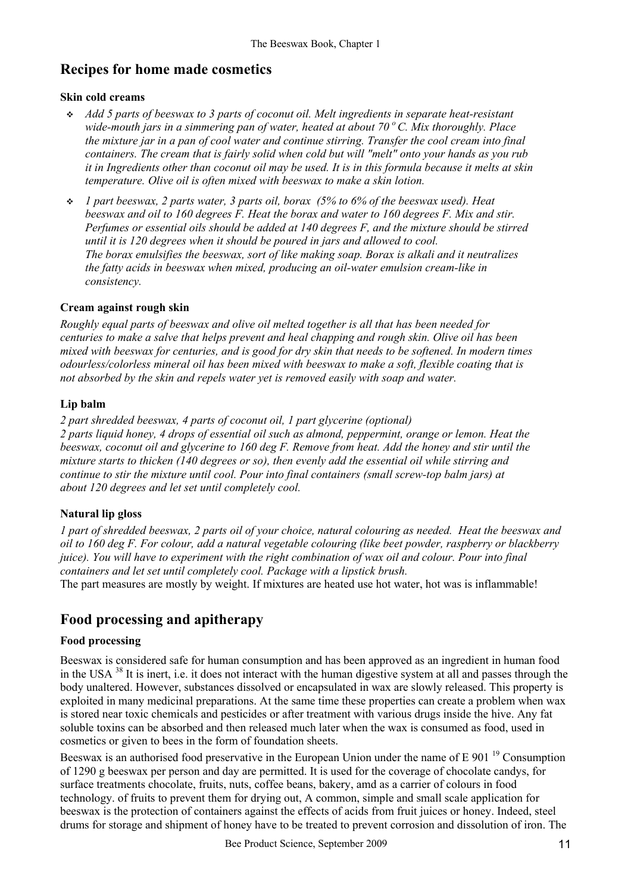## Recipes for home made cosmetics

**Skin cold creams**

- *Add 5 parts of beeswax to 3 parts of coconut oil. Melt ingredients in separate heat-resistant wide-mouth jars in a simmering pan of water, heated at about 70 $^o$ C. Mix thoroughly. Place the mixture jar in a pan of cool water and continue stirring. Transfer the cool cream into final containers. The cream that is fairly solid when cold but will "melt" onto your hands as you rub it in Ingredients other than coconut oil may be used. It is in this formula because it melts at skin temperature. Olive oil is often mixed with beeswax to make a skin lotion.*
- *1 part beeswax, 2 parts water, 3 parts oil, borax (5% to 6% of the beeswax used). Heat beeswax and oil to 160 degrees F. Heat the borax and water to 160 degrees F. Mix and stir. Perfumes or essential oils should be added at 140 degrees F, and the mixture should be stirred until it is 120 degrees when it should be poured in jars and allowed to cool.*
  *The borax emulsifies the beeswax, sort of like making soap. Borax is alkali and it neutralizes the fatty acids in beeswax when mixed, producing an oil-water emulsion cream-like in consistency.*

**Cream against rough skin**

*Roughly equal parts of beeswax and olive oil melted together is all that has been needed for centuries to make a salve that helps prevent and heal chapping and rough skin. Olive oil has been mixed with beeswax for centuries, and is good for dry skin that needs to be softened. In modern times odourless/colorless mineral oil has been mixed with beeswax to make a soft, flexible coating that is not absorbed by the skin and repels water yet is removed easily with soap and water.*

**Lip balm**

*2 part shredded beeswax, 4 parts of coconut oil, 1 part glycerine (optional)*
*2 parts liquid honey, 4 drops of essential oil such as almond, peppermint, orange or lemon. Heat the beeswax, coconut oil and glycerine to 160 deg F. Remove from heat. Add the honey and stir until the mixture starts to thicken (140 degrees or so), then evenly add the essential oil while stirring and continue to stir the mixture until cool. Pour into final containers (small screw-top balm jars) at about 120 degrees and let set until completely cool.*

**Natural lip gloss**

*1 part of shredded beeswax, 2 parts oil of your choice, natural colouring as needed. Heat the beeswax and oil to 160 deg F. For colour, add a natural vegetable colouring (like beet powder, raspberry or blackberry juice). You will have to experiment with the right combination of wax oil and colour. Pour into final containers and let set until completely cool. Package with a lipstick brush.*
The part measures are mostly by weight. If mixtures are heated use hot water, hot was is inflammable!

## Food processing and apitherapy

**Food processing**

Beeswax is considered safe for human consumption and has been approved as an ingredient in human food in the USA [38] It is inert, i.e. it does not interact with the human digestive system at all and passes through the body unaltered. However, substances dissolved or encapsulated in wax are slowly released. This property is exploited in many medicinal preparations. At the same time these properties can create a problem when wax is stored near toxic chemicals and pesticides or after treatment with various drugs inside the hive. Any fat soluble toxins can be absorbed and then released much later when the wax is consumed as food, used in cosmetics or given to bees in the form of foundation sheets.

Beeswax is an authorised food preservative in the European Union under the name of E 901 [19] Consumption of 1290 g beeswax per person and day are permitted. It is used for the coverage of chocolate candys, for surface treatments chocolate, fruits, nuts, coffee beans, bakery, amd as a carrier of colours in food technology. of fruits to prevent them for drying out, A common, simple and small scale application for beeswax is the protection of containers against the effects of acids from fruit juices or honey. Indeed, steel drums for storage and shipment of honey have to be treated to prevent corrosion and dissolution of iron. The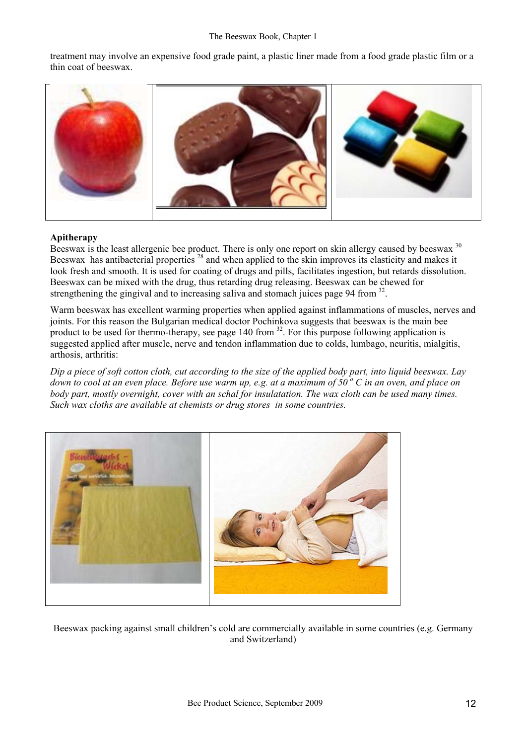treatment may involve an expensive food grade paint, a plastic liner made from a food grade plastic film or a thin coat of beeswax.

**Apitherapy**

Beeswax is the least allergenic bee product. There is only one report on skin allergy caused by beeswax [30] Beeswax has antibacterial properties [28] and when applied to the skin improves its elasticity and makes it look fresh and smooth. It is used for coating of drugs and pills, facilitates ingestion, but retards dissolution. Beeswax can be mixed with the drug, thus retarding drug releasing. Beeswax can be chewed for strengthening the gingival and to increasing saliva and stomach juices page 94 from [32].

Warm beeswax has excellent warming properties when applied against inflammations of muscles, nerves and joints. For this reason the Bulgarian medical doctor Pochinkova suggests that beeswax is the main bee product to be used for thermo-therapy, see page 140 from [32]. For this purpose following application is suggested applied after muscle, nerve and tendon inflammation due to colds, lumbago, neuritis, mialgitis, arthosis, arthritis:

*Dip a piece of soft cotton cloth, cut according to the size of the applied body part, into liquid beeswax. Lay down to cool at an even place. Before use warm up, e.g. at a maximum of 50 º C in an oven, and place on body part, mostly overnight, cover with an schal for insulatation. The wax cloth can be used many times. Such wax cloths are available at chemists or drug stores in some countries.*

Beeswax packing against small children's cold are commercially available in some countries (e.g. Germany and Switzerland)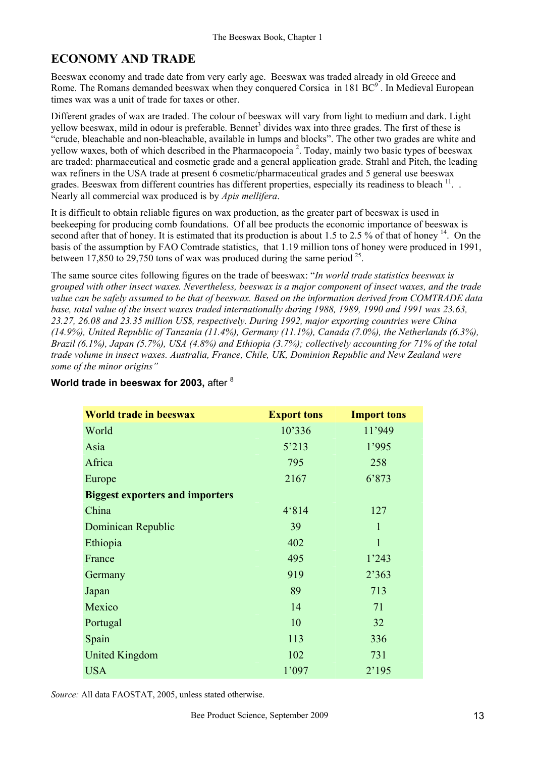## ECONOMY AND TRADE

Beeswax economy and trade date from very early age. Beeswax was traded already in old Greece and Rome. The Romans demanded beeswax when they conquered Corsica in 181 BC[9]. In Medieval European times wax was a unit of trade for taxes or other.

Different grades of wax are traded. The colour of beeswax will vary from light to medium and dark. Light yellow beeswax, mild in odour is preferable. Bennet[3] divides wax into three grades. The first of these is "crude, bleachable and non-bleachable, available in lumps and blocks". The other two grades are white and yellow waxes, both of which described in the Pharmacopoeia [2]. Today, mainly two basic types of beeswax are traded: pharmaceutical and cosmetic grade and a general application grade. Strahl and Pitch, the leading wax refiners in the USA trade at present 6 cosmetic/pharmaceutical grades and 5 general use beeswax grades. Beeswax from different countries has different properties, especially its readiness to bleach [11]. . Nearly all commercial wax produced is by *Apis mellifera*.

It is difficult to obtain reliable figures on wax production, as the greater part of beeswax is used in beekeeping for producing comb foundations. Of all bee products the economic importance of beeswax is second after that of honey. It is estimated that its production is about 1.5 to 2.5 % of that of honey [14]. On the basis of the assumption by FAO Comtrade statistics, that 1.19 million tons of honey were produced in 1991, between 17,850 to 29,750 tons of wax was produced during the same period [25].

The same source cites following figures on the trade of beeswax: "*In world trade statistics beeswax is grouped with other insect waxes. Nevertheless, beeswax is a major component of insect waxes, and the trade value can be safely assumed to be that of beeswax. Based on the information derived from COMTRADE data base, total value of the insect waxes traded internationally during 1988, 1989, 1990 and 1991 was 23.63, 23.27, 26.08 and 23.35 million US$, respectively. During 1992, major exporting countries were China (14.9%), United Republic of Tanzania (11.4%), Germany (11.1%), Canada (7.0%), the Netherlands (6.3%), Brazil (6.1%), Japan (5.7%), USA (4.8%) and Ethiopia (3.7%); collectively accounting for 71% of the total trade volume in insect waxes. Australia, France, Chile, UK, Dominion Republic and New Zealand were some of the minor origins*"

**World trade in beeswax for 2003,** after [8]

| World trade in beeswax | Export tons | Import tons |
|---|---|---|
| World | 10'336 | 11'949 |
| Asia | 5'213 | 1'995 |
| Africa | 795 | 258 |
| Europe | 2167 | 6'873 |
| **Biggest exporters and importers** | | |
| China | 4'814 | 127 |
| Dominican Republic | 39 | 1 |
| Ethiopia | 402 | 1 |
| France | 495 | 1'243 |
| Germany | 919 | 2'363 |
| Japan | 89 | 713 |
| Mexico | 14 | 71 |
| Portugal | 10 | 32 |
| Spain | 113 | 336 |
| United Kingdom | 102 | 731 |
| USA | 1'097 | 2'195 |

*Source:* All data FAOSTAT, 2005, unless stated otherwise.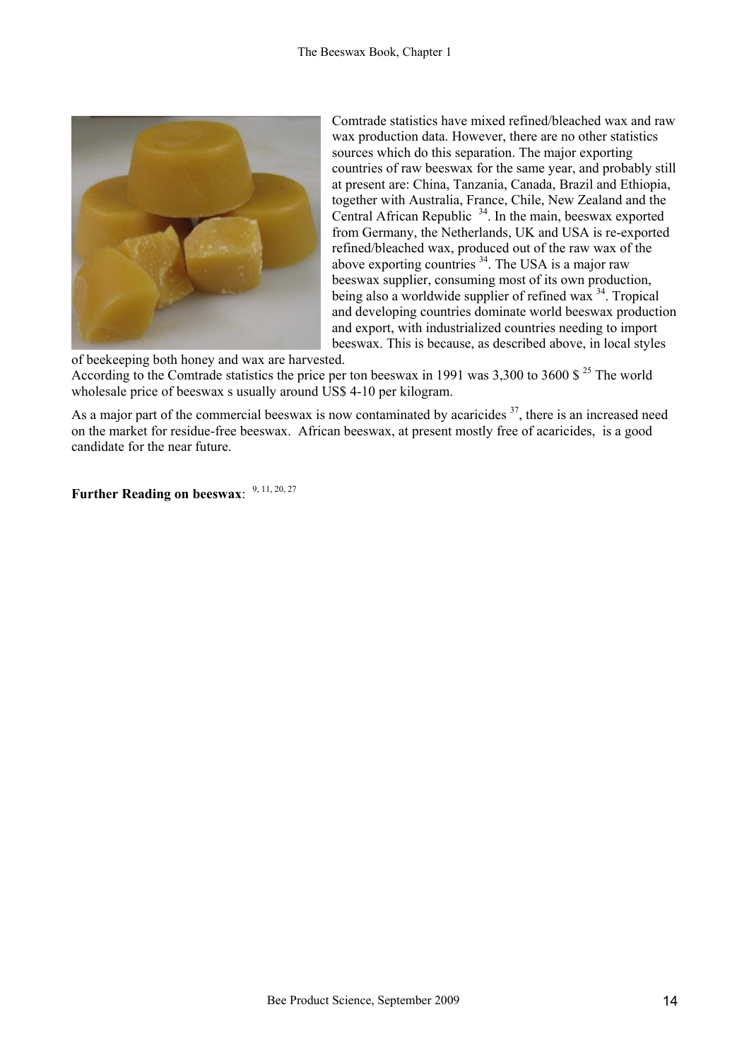Comtrade statistics have mixed refined/bleached wax and raw wax production data. However, there are no other statistics sources which do this separation. The major exporting countries of raw beeswax for the same year, and probably still at present are: China, Tanzania, Canada, Brazil and Ethiopia, together with Australia, France, Chile, New Zealand and the Central African Republic [34]. In the main, beeswax exported from Germany, the Netherlands, UK and USA is re-exported refined/bleached wax, produced out of the raw wax of the above exporting countries [34]. The USA is a major raw beeswax supplier, consuming most of its own production, being also a worldwide supplier of refined wax [34]. Tropical and developing countries dominate world beeswax production and export, with industrialized countries needing to import beeswax. This is because, as described above, in local styles of beekeeping both honey and wax are harvested.

According to the Comtrade statistics the price per ton beeswax in 1991 was 3,300 to 3600 $ [25] The world wholesale price of beeswax s usually around US$ 4-10 per kilogram.

As a major part of the commercial beeswax is now contaminated by acaricides [37], there is an increased need on the market for residue-free beeswax. African beeswax, at present mostly free of acaricides, is a good candidate for the near future.

**Further Reading on beeswax**: [9, 11, 20, 27]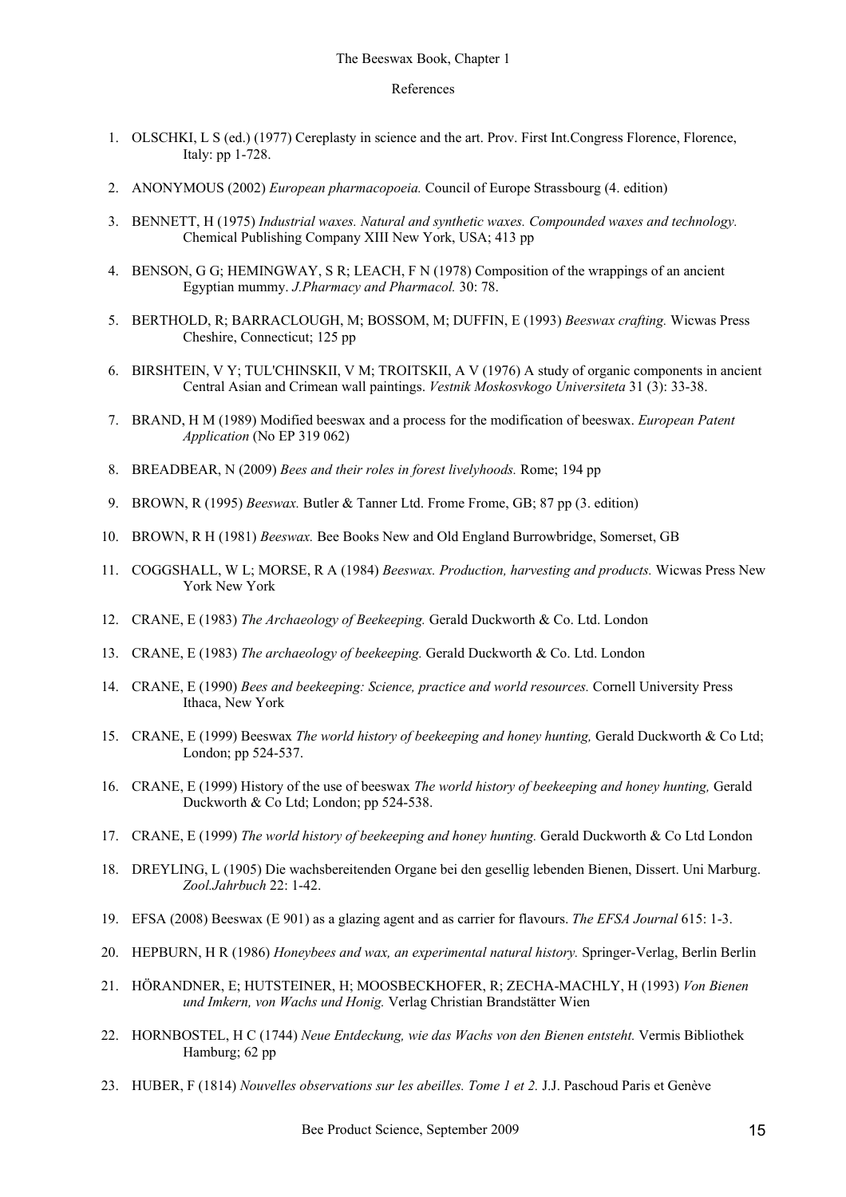## References

1. OLSCHKI, L S (ed.) (1977) Cereplasty in science and the art. Prov. First Int.Congress Florence, Florence, Italy: pp 1-728.
2. ANONYMOUS (2002) *European pharmacopoeia.* Council of Europe Strassbourg (4. edition)
3. BENNETT, H (1975) *Industrial waxes. Natural and synthetic waxes. Compounded waxes and technology.* Chemical Publishing Company XIII New York, USA; 413 pp
4. BENSON, G G; HEMINGWAY, S R; LEACH, F N (1978) Composition of the wrappings of an ancient Egyptian mummy. *J.Pharmacy and Pharmacol.* 30: 78.
5. BERTHOLD, R; BARRACLOUGH, M; BOSSOM, M; DUFFIN, E (1993) *Beeswax crafting.* Wicwas Press Cheshire, Connecticut; 125 pp
6. BIRSHTEIN, V Y; TUL'CHINSKII, V M; TROITSKII, A V (1976) A study of organic components in ancient Central Asian and Crimean wall paintings. *Vestnik Moskosvkogo Universiteta* 31 (3): 33-38.
7. BRAND, H M (1989) Modified beeswax and a process for the modification of beeswax. *European Patent Application* (No EP 319 062)
8. BREADBEAR, N (2009) *Bees and their roles in forest livelyhoods.* Rome; 194 pp
9. BROWN, R (1995) *Beeswax.* Butler & Tanner Ltd. Frome Frome, GB; 87 pp (3. edition)
10. BROWN, R H (1981) *Beeswax.* Bee Books New and Old England Burrowbridge, Somerset, GB
11. COGGSHALL, W L; MORSE, R A (1984) *Beeswax. Production, harvesting and products.* Wicwas Press New York New York
12. CRANE, E (1983) *The Archaeology of Beekeeping.* Gerald Duckworth & Co. Ltd. London
13. CRANE, E (1983) *The archaeology of beekeeping.* Gerald Duckworth & Co. Ltd. London
14. CRANE, E (1990) *Bees and beekeeping: Science, practice and world resources.* Cornell University Press Ithaca, New York
15. CRANE, E (1999) Beeswax *The world history of beekeeping and honey hunting,* Gerald Duckworth & Co Ltd; London; pp 524-537.
16. CRANE, E (1999) History of the use of beeswax *The world history of beekeeping and honey hunting,* Gerald Duckworth & Co Ltd; London; pp 524-538.
17. CRANE, E (1999) *The world history of beekeeping and honey hunting.* Gerald Duckworth & Co Ltd London
18. DREYLING, L (1905) Die wachsbereitenden Organe bei den gesellig lebenden Bienen, Dissert. Uni Marburg. *Zool.Jahrbuch* 22: 1-42.
19. EFSA (2008) Beeswax (E 901) as a glazing agent and as carrier for flavours. *The EFSA Journal* 615: 1-3.
20. HEPBURN, H R (1986) *Honeybees and wax, an experimental natural history.* Springer-Verlag, Berlin Berlin
21. HÖRANDNER, E; HUTSTEINER, H; MOOSBECKHOFER, R; ZECHA-MACHLY, H (1993) *Von Bienen und Imkern, von Wachs und Honig.* Verlag Christian Brandstätter Wien
22. HORNBOSTEL, H C (1744) *Neue Entdeckung, wie das Wachs von den Bienen entsteht.* Vermis Bibliothek Hamburg; 62 pp
23. HUBER, F (1814) *Nouvelles observations sur les abeilles. Tome 1 et 2.* J.J. Paschoud Paris et Genève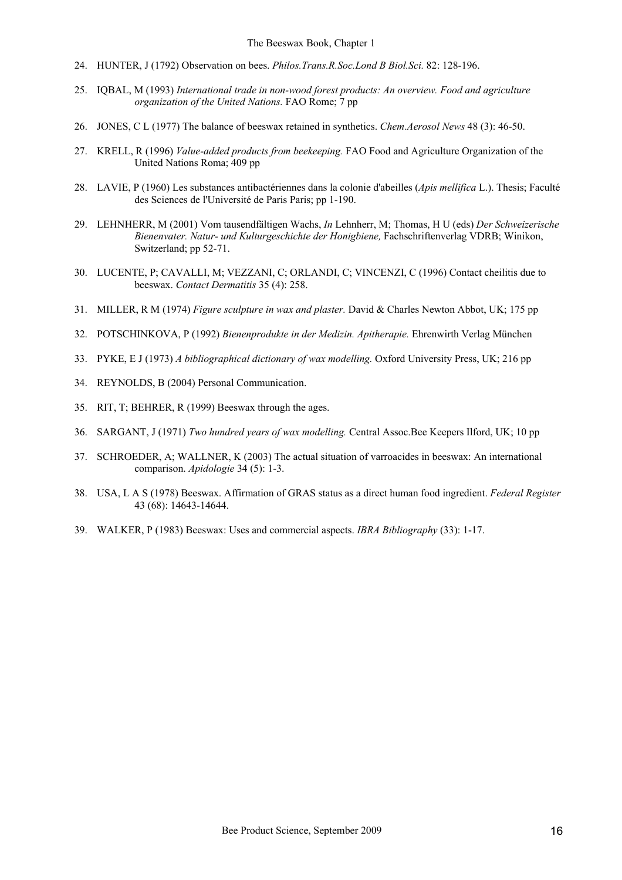24. HUNTER, J (1792) Observation on bees. *Philos.Trans.R.Soc.Lond B Biol.Sci.* 82: 128-196.

25. IQBAL, M (1993) *International trade in non-wood forest products: An overview. Food and agriculture organization of the United Nations.* FAO Rome; 7 pp

26. JONES, C L (1977) The balance of beeswax retained in synthetics. *Chem.Aerosol News* 48 (3): 46-50.

27. KRELL, R (1996) *Value-added products from beekeeping.* FAO Food and Agriculture Organization of the United Nations Roma; 409 pp

28. LAVIE, P (1960) Les substances antibactériennes dans la colonie d'abeilles (*Apis mellifica* L.). Thesis; Faculté des Sciences de l'Université de Paris Paris; pp 1-190.

29. LEHNHERR, M (2001) Vom tausendfältigen Wachs, *In* Lehnherr, M; Thomas, H U (eds) *Der Schweizerische Bienenvater. Natur- und Kulturgeschichte der Honigbiene,* Fachschriftenverlag VDRB; Winikon, Switzerland; pp 52-71.

30. LUCENTE, P; CAVALLI, M; VEZZANI, C; ORLANDI, C; VINCENZI, C (1996) Contact cheilitis due to beeswax. *Contact Dermatitis* 35 (4): 258.

31. MILLER, R M (1974) *Figure sculpture in wax and plaster.* David & Charles Newton Abbot, UK; 175 pp

32. POTSCHINKOVA, P (1992) *Bienenprodukte in der Medizin. Apitherapie.* Ehrenwirth Verlag München

33. PYKE, E J (1973) *A bibliographical dictionary of wax modelling.* Oxford University Press, UK; 216 pp

34. REYNOLDS, B (2004) Personal Communication.

35. RIT, T; BEHRER, R (1999) Beeswax through the ages.

36. SARGANT, J (1971) *Two hundred years of wax modelling.* Central Assoc.Bee Keepers Ilford, UK; 10 pp

37. SCHROEDER, A; WALLNER, K (2003) The actual situation of varroacides in beeswax: An international comparison. *Apidologie* 34 (5): 1-3.

38. USA, L A S (1978) Beeswax. Affirmation of GRAS status as a direct human food ingredient. *Federal Register* 43 (68): 14643-14644.

39. WALKER, P (1983) Beeswax: Uses and commercial aspects. *IBRA Bibliography* (33): 1-17.